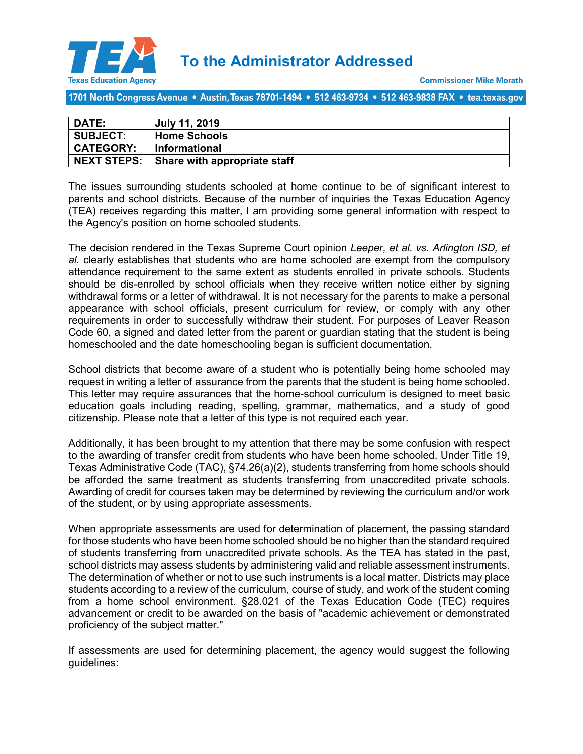# To the Administrator Addressed

Texas Education Agency

Commissioner Mike Morath

1701 North Congress Avenue • Austin, Texas 78701-1494 • 512 463-9734 • 512 463-9838 FAX • tea.texas.gov

| DATE: | July 11, 2019 |
|---|---|
| SUBJECT: | Home Schools |
| CATEGORY: | Informational |
| NEXT STEPS: | Share with appropriate staff |

The issues surrounding students schooled at home continue to be of significant interest to parents and school districts. Because of the number of inquiries the Texas Education Agency (TEA) receives regarding this matter, I am providing some general information with respect to the Agency's position on home schooled students.

The decision rendered in the Texas Supreme Court opinion *Leeper, et al. vs. Arlington ISD, et al.* clearly establishes that students who are home schooled are exempt from the compulsory attendance requirement to the same extent as students enrolled in private schools. Students should be dis-enrolled by school officials when they receive written notice either by signing withdrawal forms or a letter of withdrawal. It is not necessary for the parents to make a personal appearance with school officials, present curriculum for review, or comply with any other requirements in order to successfully withdraw their student. For purposes of Leaver Reason Code 60, a signed and dated letter from the parent or guardian stating that the student is being homeschooled and the date homeschooling began is sufficient documentation.

School districts that become aware of a student who is potentially being home schooled may request in writing a letter of assurance from the parents that the student is being home schooled. This letter may require assurances that the home-school curriculum is designed to meet basic education goals including reading, spelling, grammar, mathematics, and a study of good citizenship. Please note that a letter of this type is not required each year.

Additionally, it has been brought to my attention that there may be some confusion with respect to the awarding of transfer credit from students who have been home schooled. Under Title 19, Texas Administrative Code (TAC), §74.26(a)(2), students transferring from home schools should be afforded the same treatment as students transferring from unaccredited private schools. Awarding of credit for courses taken may be determined by reviewing the curriculum and/or work of the student, or by using appropriate assessments.

When appropriate assessments are used for determination of placement, the passing standard for those students who have been home schooled should be no higher than the standard required of students transferring from unaccredited private schools. As the TEA has stated in the past, school districts may assess students by administering valid and reliable assessment instruments. The determination of whether or not to use such instruments is a local matter. Districts may place students according to a review of the curriculum, course of study, and work of the student coming from a home school environment. §28.021 of the Texas Education Code (TEC) requires advancement or credit to be awarded on the basis of "academic achievement or demonstrated proficiency of the subject matter."

If assessments are used for determining placement, the agency would suggest the following guidelines: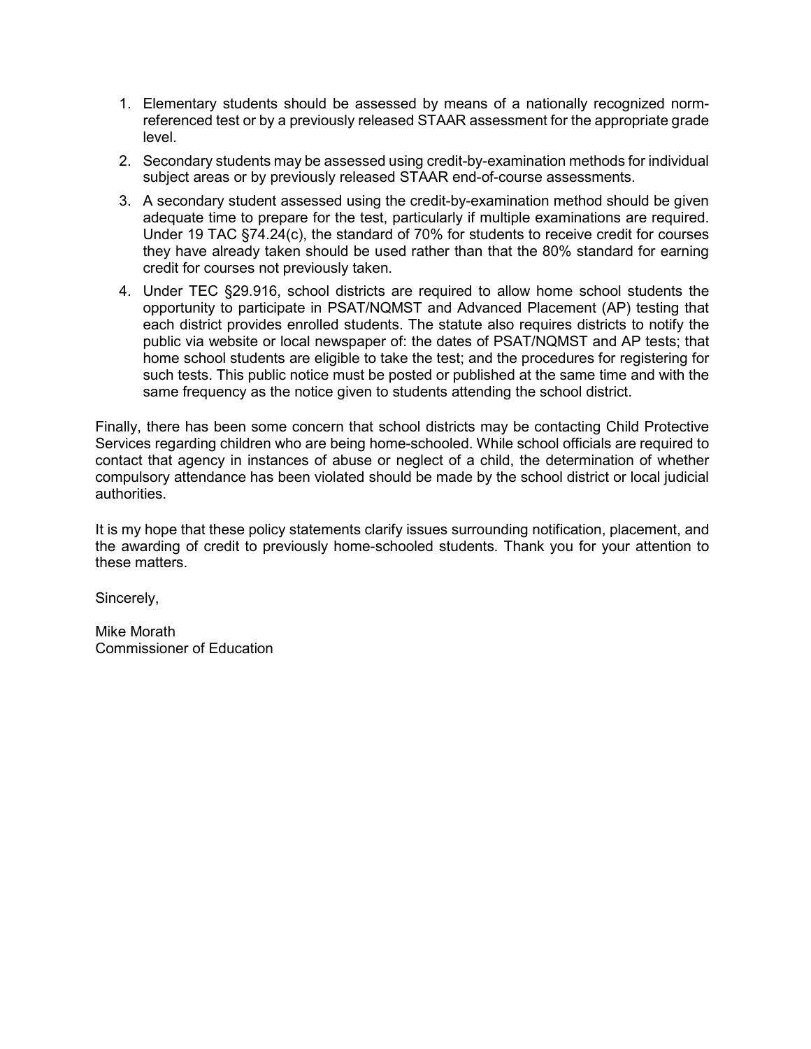1. Elementary students should be assessed by means of a nationally recognized norm-referenced test or by a previously released STAAR assessment for the appropriate grade level.
2. Secondary students may be assessed using credit-by-examination methods for individual subject areas or by previously released STAAR end-of-course assessments.
3. A secondary student assessed using the credit-by-examination method should be given adequate time to prepare for the test, particularly if multiple examinations are required. Under 19 TAC §74.24(c), the standard of 70% for students to receive credit for courses they have already taken should be used rather than that the 80% standard for earning credit for courses not previously taken.
4. Under TEC §29.916, school districts are required to allow home school students the opportunity to participate in PSAT/NQMST and Advanced Placement (AP) testing that each district provides enrolled students. The statute also requires districts to notify the public via website or local newspaper of: the dates of PSAT/NQMST and AP tests; that home school students are eligible to take the test; and the procedures for registering for such tests. This public notice must be posted or published at the same time and with the same frequency as the notice given to students attending the school district.

Finally, there has been some concern that school districts may be contacting Child Protective Services regarding children who are being home-schooled. While school officials are required to contact that agency in instances of abuse or neglect of a child, the determination of whether compulsory attendance has been violated should be made by the school district or local judicial authorities.

It is my hope that these policy statements clarify issues surrounding notification, placement, and the awarding of credit to previously home-schooled students. Thank you for your attention to these matters.

Sincerely,

Mike Morath
Commissioner of Education